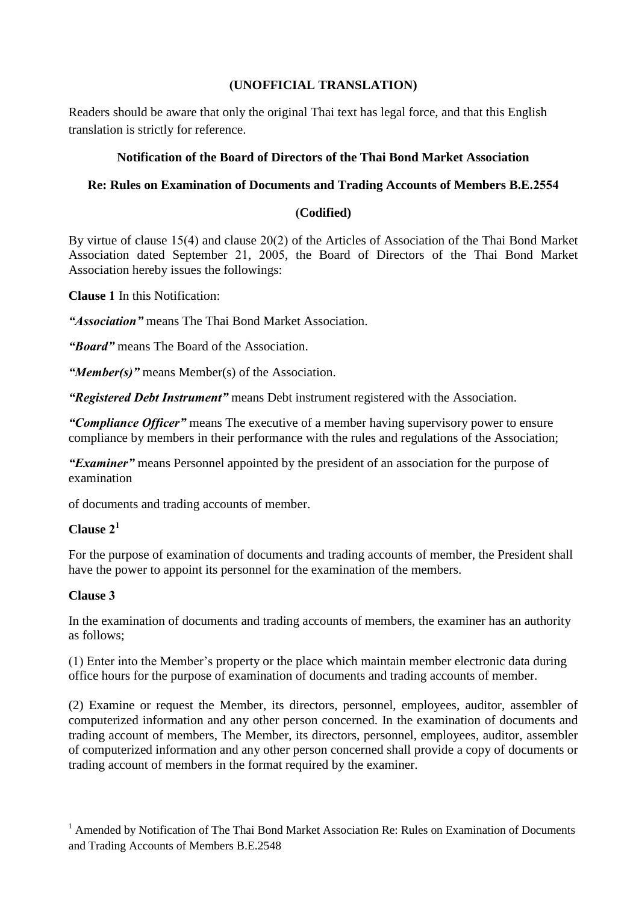**(UNOFFICIAL TRANSLATION)**

Readers should be aware that only the original Thai text has legal force, and that this English translation is strictly for reference.

**Notification of the Board of Directors of the Thai Bond Market Association**

**Re: Rules on Examination of Documents and Trading Accounts of Members B.E.2554**

**(Codified)**

By virtue of clause 15(4) and clause 20(2) of the Articles of Association of the Thai Bond Market Association dated September 21, 2005, the Board of Directors of the Thai Bond Market Association hereby issues the followings:

**Clause 1** In this Notification:

***"Association"*** means The Thai Bond Market Association.

***"Board"*** means The Board of the Association.

***"Member(s)"*** means Member(s) of the Association.

***"Registered Debt Instrument"*** means Debt instrument registered with the Association.

***"Compliance Officer"*** means The executive of a member having supervisory power to ensure compliance by members in their performance with the rules and regulations of the Association;

***"Examiner"*** means Personnel appointed by the president of an association for the purpose of examination

of documents and trading accounts of member.

**Clause 2**[1]

For the purpose of examination of documents and trading accounts of member, the President shall have the power to appoint its personnel for the examination of the members.

**Clause 3**

In the examination of documents and trading accounts of members, the examiner has an authority as follows;

(1) Enter into the Member's property or the place which maintain member electronic data during office hours for the purpose of examination of documents and trading accounts of member.

(2) Examine or request the Member, its directors, personnel, employees, auditor, assembler of computerized information and any other person concerned. In the examination of documents and trading account of members, The Member, its directors, personnel, employees, auditor, assembler of computerized information and any other person concerned shall provide a copy of documents or trading account of members in the format required by the examiner.

[1] Amended by Notification of The Thai Bond Market Association Re: Rules on Examination of Documents and Trading Accounts of Members B.E.2548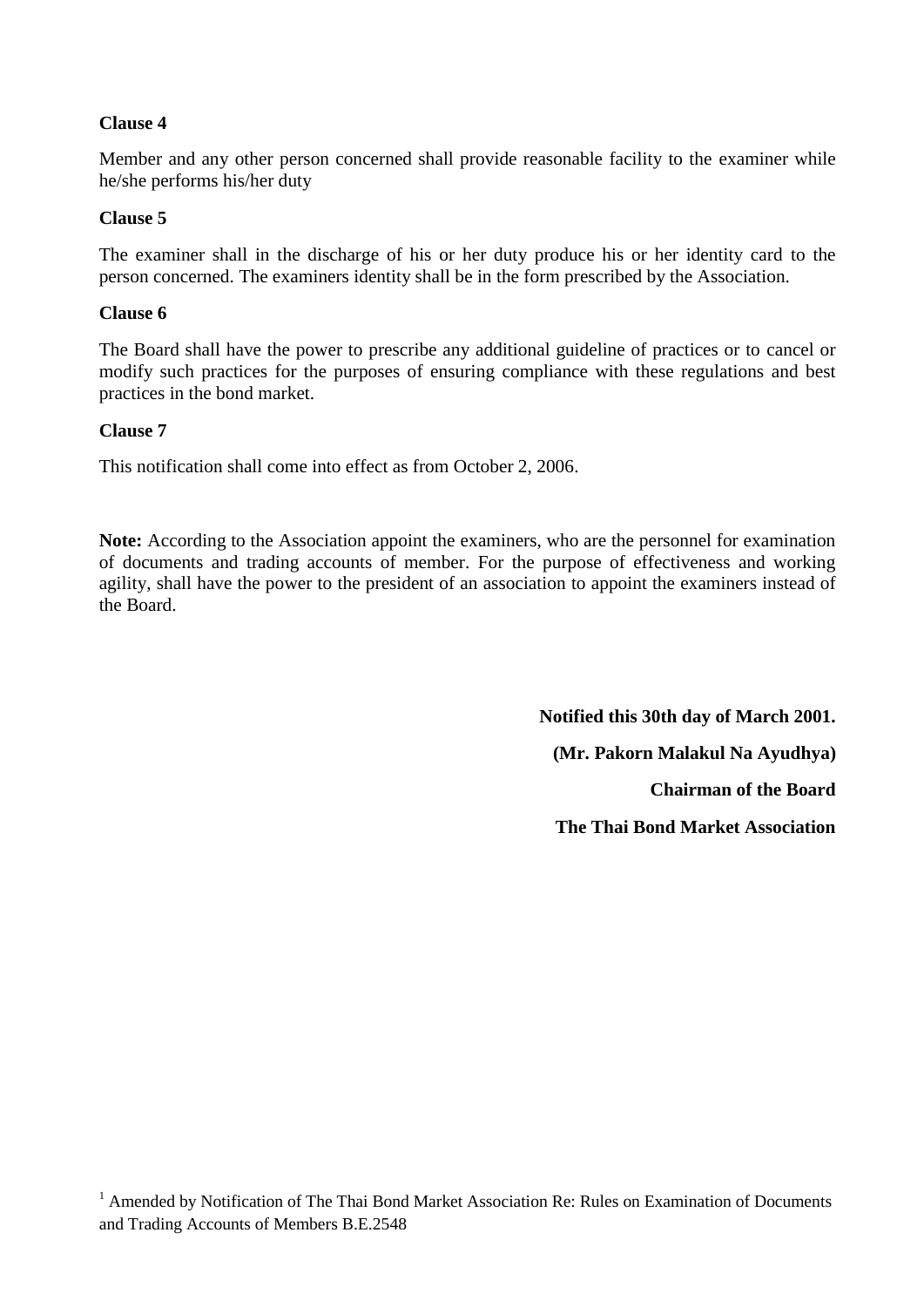**Clause 4**

Member and any other person concerned shall provide reasonable facility to the examiner while he/she performs his/her duty

**Clause 5**

The examiner shall in the discharge of his or her duty produce his or her identity card to the person concerned. The examiners identity shall be in the form prescribed by the Association.

**Clause 6**

The Board shall have the power to prescribe any additional guideline of practices or to cancel or modify such practices for the purposes of ensuring compliance with these regulations and best practices in the bond market.

**Clause 7**

This notification shall come into effect as from October 2, 2006.

**Note:** According to the Association appoint the examiners, who are the personnel for examination of documents and trading accounts of member. For the purpose of effectiveness and working agility, shall have the power to the president of an association to appoint the examiners instead of the Board.

**Notified this 30th day of March 2001.**

**(Mr. Pakorn Malakul Na Ayudhya)**

**Chairman of the Board**

**The Thai Bond Market Association**

[1] Amended by Notification of The Thai Bond Market Association Re: Rules on Examination of Documents and Trading Accounts of Members B.E.2548